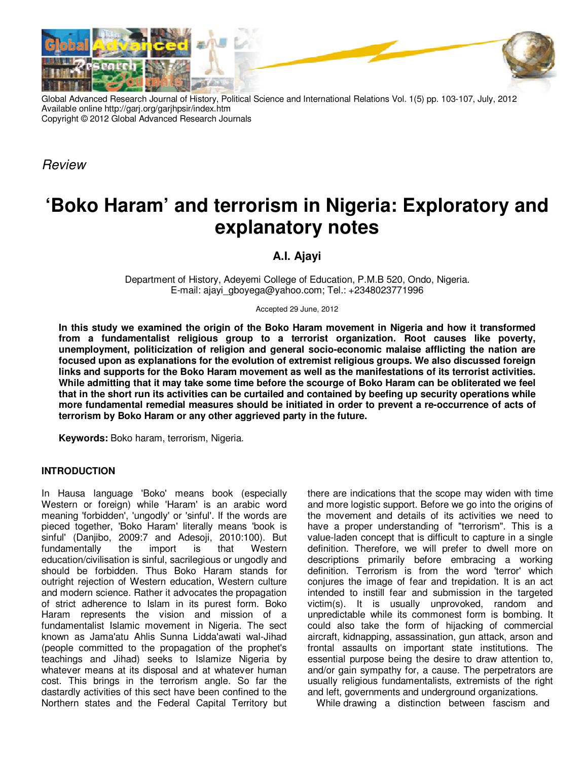Global Advanced Research Journal of History, Political Science and International Relations Vol. 1(5) pp. 103-107, July, 2012
Available online http://garj.org/garjhpsir/index.htm
Copyright © 2012 Global Advanced Research Journals

*Review*

# 'Boko Haram' and terrorism in Nigeria: Exploratory and explanatory notes

**A.I. Ajayi**

Department of History, Adeyemi College of Education, P.M.B 520, Ondo, Nigeria.
E-mail: ajayi_gboyega@yahoo.com; Tel.: +2348023771996

Accepted 29 June, 2012

**In this study we examined the origin of the Boko Haram movement in Nigeria and how it transformed from a fundamentalist religious group to a terrorist organization. Root causes like poverty, unemployment, politicization of religion and general socio-economic malaise afflicting the nation are focused upon as explanations for the evolution of extremist religious groups. We also discussed foreign links and supports for the Boko Haram movement as well as the manifestations of its terrorist activities. While admitting that it may take some time before the scourge of Boko Haram can be obliterated we feel that in the short run its activities can be curtailed and contained by beefing up security operations while more fundamental remedial measures should be initiated in order to prevent a re-occurrence of acts of terrorism by Boko Haram or any other aggrieved party in the future.**

**Keywords:** Boko haram, terrorism, Nigeria.

## INTRODUCTION

In Hausa language 'Boko' means book (especially Western or foreign) while 'Haram' is an arabic word meaning 'forbidden', 'ungodly' or 'sinful'. If the words are pieced together, 'Boko Haram' literally means 'book is sinful' (Danjibo, 2009:7 and Adesoji, 2010:100). But fundamentally the import is that Western education/civilisation is sinful, sacrilegious or ungodly and should be forbidden. Thus Boko Haram stands for outright rejection of Western education, Western culture and modern science. Rather it advocates the propagation of strict adherence to Islam in its purest form. Boko Haram represents the vision and mission of a fundamentalist Islamic movement in Nigeria. The sect known as Jama'atu Ahlis Sunna Lidda'awati wal-Jihad (people committed to the propagation of the prophet's teachings and Jihad) seeks to Islamize Nigeria by whatever means at its disposal and at whatever human cost. This brings in the terrorism angle. So far the dastardly activities of this sect have been confined to the Northern states and the Federal Capital Territory but there are indications that the scope may widen with time and more logistic support. Before we go into the origins of the movement and details of its activities we need to have a proper understanding of "terrorism". This is a value-laden concept that is difficult to capture in a single definition. Therefore, we will prefer to dwell more on descriptions primarily before embracing a working definition. Terrorism is from the word 'terror' which conjures the image of fear and trepidation. It is an act intended to instill fear and submission in the targeted victim(s). It is usually unprovoked, random and unpredictable while its commonest form is bombing. It could also take the form of hijacking of commercial aircraft, kidnapping, assassination, gun attack, arson and frontal assaults on important state institutions. The essential purpose being the desire to draw attention to, and/or gain sympathy for, a cause. The perpetrators are usually religious fundamentalists, extremists of the right and left, governments and underground organizations.

While drawing a distinction between fascism and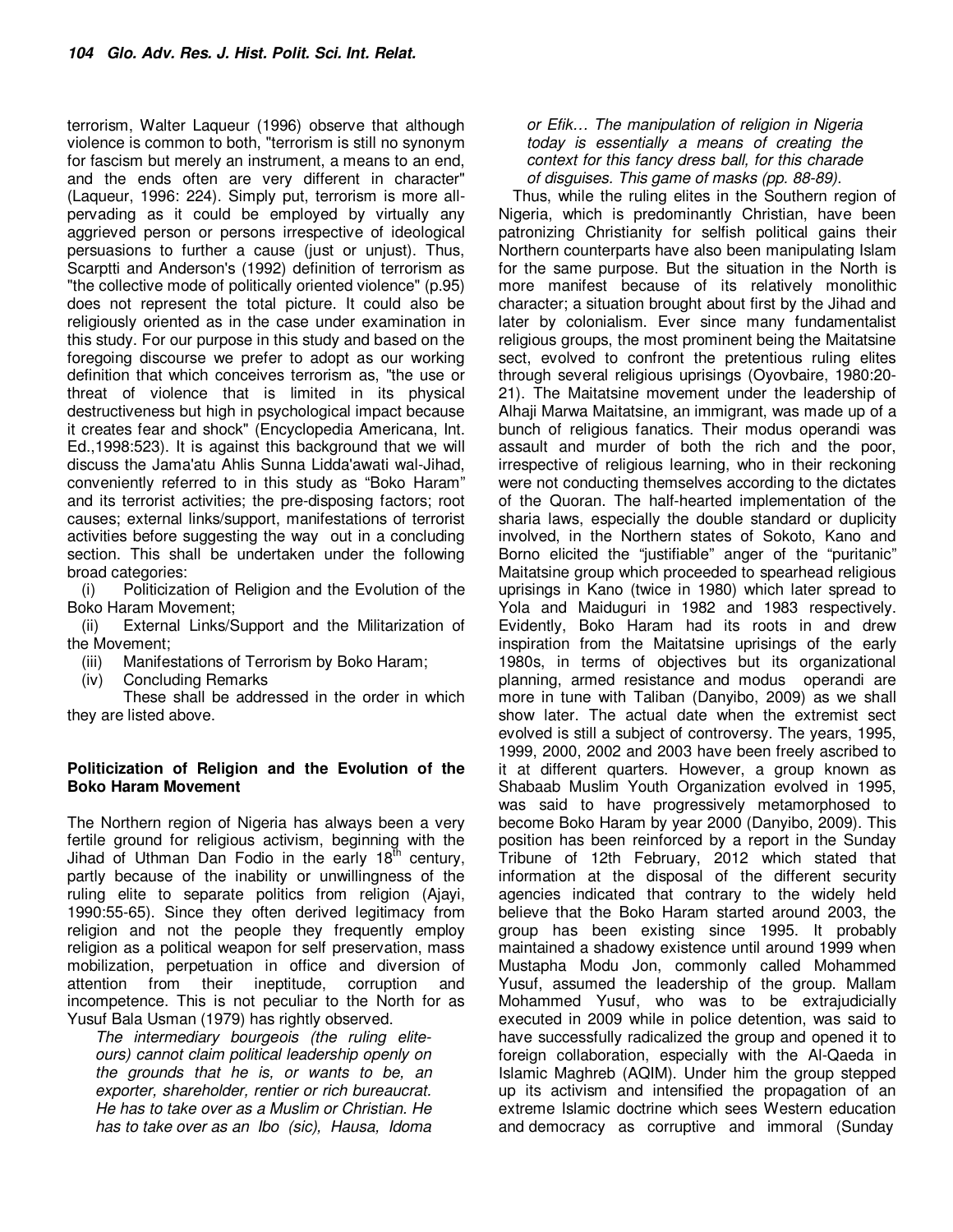terrorism, Walter Laqueur (1996) observe that although violence is common to both, "terrorism is still no synonym for fascism but merely an instrument, a means to an end, and the ends often are very different in character" (Laqueur, 1996: 224). Simply put, terrorism is more all-pervading as it could be employed by virtually any aggrieved person or persons irrespective of ideological persuasions to further a cause (just or unjust). Thus, Scarptti and Anderson's (1992) definition of terrorism as "the collective mode of politically oriented violence" (p.95) does not represent the total picture. It could also be religiously oriented as in the case under examination in this study. For our purpose in this study and based on the foregoing discourse we prefer to adopt as our working definition that which conceives terrorism as, "the use or threat of violence that is limited in its physical destructiveness but high in psychological impact because it creates fear and shock" (Encyclopedia Americana, Int. Ed.,1998:523). It is against this background that we will discuss the Jama'atu Ahlis Sunna Lidda'awati wal-Jihad, conveniently referred to in this study as "Boko Haram" and its terrorist activities; the pre-disposing factors; root causes; external links/support, manifestations of terrorist activities before suggesting the way out in a concluding section. This shall be undertaken under the following broad categories:

(i) Politicization of Religion and the Evolution of the Boko Haram Movement;
(ii) External Links/Support and the Militarization of the Movement;
(iii) Manifestations of Terrorism by Boko Haram;
(iv) Concluding Remarks

These shall be addressed in the order in which they are listed above.

## Politicization of Religion and the Evolution of the Boko Haram Movement

The Northern region of Nigeria has always been a very fertile ground for religious activism, beginning with the Jihad of Uthman Dan Fodio in the early 18th century, partly because of the inability or unwillingness of the ruling elite to separate politics from religion (Ajayi, 1990:55-65). Since they often derived legitimacy from religion and not the people they frequently employ religion as a political weapon for self preservation, mass mobilization, perpetuation in office and diversion of attention from their ineptitude, corruption and incompetence. This is not peculiar to the North for as Yusuf Bala Usman (1979) has rightly observed.

> *The intermediary bourgeois (the ruling elite-ours) cannot claim political leadership openly on the grounds that he is, or wants to be, an exporter, shareholder, rentier or rich bureaucrat. He has to take over as a Muslim or Christian. He has to take over as an Ibo (sic), Hausa, Idoma or Efik… The manipulation of religion in Nigeria today is essentially a means of creating the context for this fancy dress ball, for this charade of disguises. This game of masks (pp. 88-89).*

Thus, while the ruling elites in the Southern region of Nigeria, which is predominantly Christian, have been patronizing Christianity for selfish political gains their Northern counterparts have also been manipulating Islam for the same purpose. But the situation in the North is more manifest because of its relatively monolithic character; a situation brought about first by the Jihad and later by colonialism. Ever since many fundamentalist religious groups, the most prominent being the Maitatsine sect, evolved to confront the pretentious ruling elites through several religious uprisings (Oyovbaire, 1980:20-21). The Maitatsine movement under the leadership of Alhaji Marwa Maitatsine, an immigrant, was made up of a bunch of religious fanatics. Their modus operandi was assault and murder of both the rich and the poor, irrespective of religious learning, who in their reckoning were not conducting themselves according to the dictates of the Quoran. The half-hearted implementation of the sharia laws, especially the double standard or duplicity involved, in the Northern states of Sokoto, Kano and Borno elicited the "justifiable" anger of the "puritanic" Maitatsine group which proceeded to spearhead religious uprisings in Kano (twice in 1980) which later spread to Yola and Maiduguri in 1982 and 1983 respectively. Evidently, Boko Haram had its roots in and drew inspiration from the Maitatsine uprisings of the early 1980s, in terms of objectives but its organizational planning, armed resistance and modus operandi are more in tune with Taliban (Danyibo, 2009) as we shall show later. The actual date when the extremist sect evolved is still a subject of controversy. The years, 1995, 1999, 2000, 2002 and 2003 have been freely ascribed to it at different quarters. However, a group known as Shabaab Muslim Youth Organization evolved in 1995, was said to have progressively metamorphosed to become Boko Haram by year 2000 (Danyibo, 2009). This position has been reinforced by a report in the Sunday Tribune of 12th February, 2012 which stated that information at the disposal of the different security agencies indicated that contrary to the widely held believe that the Boko Haram started around 2003, the group has been existing since 1995. It probably maintained a shadowy existence until around 1999 when Mustapha Modu Jon, commonly called Mohammed Yusuf, assumed the leadership of the group. Mallam Mohammed Yusuf, who was to be extrajudicially executed in 2009 while in police detention, was said to have successfully radicalized the group and opened it to foreign collaboration, especially with the Al-Qaeda in Islamic Maghreb (AQIM). Under him the group stepped up its activism and intensified the propagation of an extreme Islamic doctrine which sees Western education and democracy as corruptive and immoral (Sunday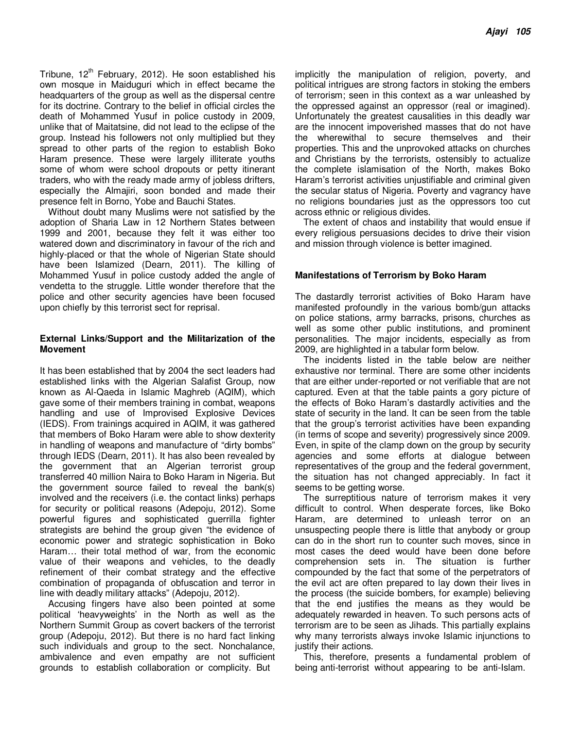Tribune, 12th February, 2012). He soon established his own mosque in Maiduguri which in effect became the headquarters of the group as well as the dispersal centre for its doctrine. Contrary to the belief in official circles the death of Mohammed Yusuf in police custody in 2009, unlike that of Maitatsine, did not lead to the eclipse of the group. Instead his followers not only multiplied but they spread to other parts of the region to establish Boko Haram presence. These were largely illiterate youths some of whom were school dropouts or petty itinerant traders, who with the ready made army of jobless drifters, especially the Almajiri, soon bonded and made their presence felt in Borno, Yobe and Bauchi States.

Without doubt many Muslims were not satisfied by the adoption of Sharia Law in 12 Northern States between 1999 and 2001, because they felt it was either too watered down and discriminatory in favour of the rich and highly-placed or that the whole of Nigerian State should have been Islamized (Dearn, 2011). The killing of Mohammed Yusuf in police custody added the angle of vendetta to the struggle. Little wonder therefore that the police and other security agencies have been focused upon chiefly by this terrorist sect for reprisal.

**External Links/Support and the Militarization of the Movement**

It has been established that by 2004 the sect leaders had established links with the Algerian Salafist Group, now known as Al-Qaeda in Islamic Maghreb (AQIM), which gave some of their members training in combat, weapons handling and use of Improvised Explosive Devices (IEDS). From trainings acquired in AQIM, it was gathered that members of Boko Haram were able to show dexterity in handling of weapons and manufacture of "dirty bombs" through IEDS (Dearn, 2011). It has also been revealed by the government that an Algerian terrorist group transferred 40 million Naira to Boko Haram in Nigeria. But the government source failed to reveal the bank(s) involved and the receivers (i.e. the contact links) perhaps for security or political reasons (Adepoju, 2012). Some powerful figures and sophisticated guerrilla fighter strategists are behind the group given "the evidence of economic power and strategic sophistication in Boko Haram… their total method of war, from the economic value of their weapons and vehicles, to the deadly refinement of their combat strategy and the effective combination of propaganda of obfuscation and terror in line with deadly military attacks" (Adepoju, 2012).

Accusing fingers have also been pointed at some political 'heavyweights' in the North as well as the Northern Summit Group as covert backers of the terrorist group (Adepoju, 2012). But there is no hard fact linking such individuals and group to the sect. Nonchalance, ambivalence and even empathy are not sufficient grounds to establish collaboration or complicity. But implicitly the manipulation of religion, poverty, and political intrigues are strong factors in stoking the embers of terrorism; seen in this context as a war unleashed by the oppressed against an oppressor (real or imagined). Unfortunately the greatest causalities in this deadly war are the innocent impoverished masses that do not have the wherewithal to secure themselves and their properties. This and the unprovoked attacks on churches and Christians by the terrorists, ostensibly to actualize the complete islamisation of the North, makes Boko Haram's terrorist activities unjustifiable and criminal given the secular status of Nigeria. Poverty and vagrancy have no religions boundaries just as the oppressors too cut across ethnic or religious divides.

The extent of chaos and instability that would ensue if every religious persuasions decides to drive their vision and mission through violence is better imagined.

**Manifestations of Terrorism by Boko Haram**

The dastardly terrorist activities of Boko Haram have manifested profoundly in the various bomb/gun attacks on police stations, army barracks, prisons, churches as well as some other public institutions, and prominent personalities. The major incidents, especially as from 2009, are highlighted in a tabular form below.

The incidents listed in the table below are neither exhaustive nor terminal. There are some other incidents that are either under-reported or not verifiable that are not captured. Even at that the table paints a gory picture of the effects of Boko Haram's dastardly activities and the state of security in the land. It can be seen from the table that the group's terrorist activities have been expanding (in terms of scope and severity) progressively since 2009. Even, in spite of the clamp down on the group by security agencies and some efforts at dialogue between representatives of the group and the federal government, the situation has not changed appreciably. In fact it seems to be getting worse.

The surreptitious nature of terrorism makes it very difficult to control. When desperate forces, like Boko Haram, are determined to unleash terror on an unsuspecting people there is little that anybody or group can do in the short run to counter such moves, since in most cases the deed would have been done before comprehension sets in. The situation is further compounded by the fact that some of the perpetrators of the evil act are often prepared to lay down their lives in the process (the suicide bombers, for example) believing that the end justifies the means as they would be adequately rewarded in heaven. To such persons acts of terrorism are to be seen as Jihads. This partially explains why many terrorists always invoke Islamic injunctions to justify their actions.

This, therefore, presents a fundamental problem of being anti-terrorist without appearing to be anti-Islam.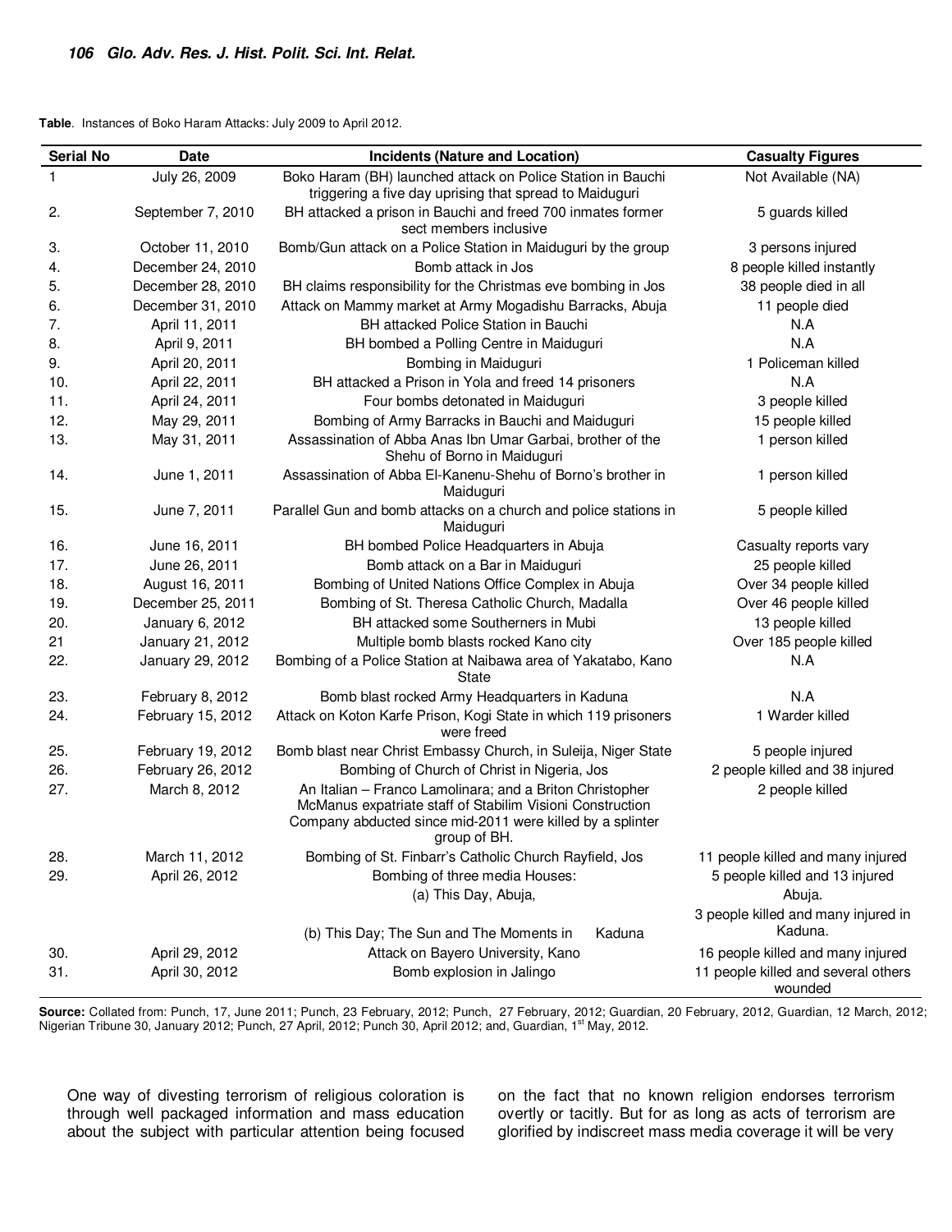**Table**. Instances of Boko Haram Attacks: July 2009 to April 2012.

| Serial No | Date | Incidents (Nature and Location) | Casualty Figures |
|---|---|---|---|
| 1 | July 26, 2009 | Boko Haram (BH) launched attack on Police Station in Bauchi triggering a five day uprising that spread to Maiduguri | Not Available (NA) |
| 2. | September 7, 2010 | BH attacked a prison in Bauchi and freed 700 inmates former sect members inclusive | 5 guards killed |
| 3. | October 11, 2010 | Bomb/Gun attack on a Police Station in Maiduguri by the group | 3 persons injured |
| 4. | December 24, 2010 | Bomb attack in Jos | 8 people killed instantly |
| 5. | December 28, 2010 | BH claims responsibility for the Christmas eve bombing in Jos | 38 people died in all |
| 6. | December 31, 2010 | Attack on Mammy market at Army Mogadishu Barracks, Abuja | 11 people died |
| 7. | April 11, 2011 | BH attacked Police Station in Bauchi | N.A |
| 8. | April 9, 2011 | BH bombed a Polling Centre in Maiduguri | N.A |
| 9. | April 20, 2011 | Bombing in Maiduguri | 1 Policeman killed |
| 10. | April 22, 2011 | BH attacked a Prison in Yola and freed 14 prisoners | N.A |
| 11. | April 24, 2011 | Four bombs detonated in Maiduguri | 3 people killed |
| 12. | May 29, 2011 | Bombing of Army Barracks in Bauchi and Maiduguri | 15 people killed |
| 13. | May 31, 2011 | Assassination of Abba Anas Ibn Umar Garbai, brother of the Shehu of Borno in Maiduguri | 1 person killed |
| 14. | June 1, 2011 | Assassination of Abba El-Kanenu-Shehu of Borno's brother in Maiduguri | 1 person killed |
| 15. | June 7, 2011 | Parallel Gun and bomb attacks on a church and police stations in Maiduguri | 5 people killed |
| 16. | June 16, 2011 | BH bombed Police Headquarters in Abuja | Casualty reports vary |
| 17. | June 26, 2011 | Bomb attack on a Bar in Maiduguri | 25 people killed |
| 18. | August 16, 2011 | Bombing of United Nations Office Complex in Abuja | Over 34 people killed |
| 19. | December 25, 2011 | Bombing of St. Theresa Catholic Church, Madalla | Over 46 people killed |
| 20. | January 6, 2012 | BH attacked some Southerners in Mubi | 13 people killed |
| 21 | January 21, 2012 | Multiple bomb blasts rocked Kano city | Over 185 people killed |
| 22. | January 29, 2012 | Bombing of a Police Station at Naibawa area of Yakatabo, Kano State | N.A |
| 23. | February 8, 2012 | Bomb blast rocked Army Headquarters in Kaduna | N.A |
| 24. | February 15, 2012 | Attack on Koton Karfe Prison, Kogi State in which 119 prisoners were freed | 1 Warder killed |
| 25. | February 19, 2012 | Bomb blast near Christ Embassy Church, in Suleija, Niger State | 5 people injured |
| 26. | February 26, 2012 | Bombing of Church of Christ in Nigeria, Jos | 2 people killed and 38 injured |
| 27. | March 8, 2012 | An Italian – Franco Lamolinara; and a Briton Christopher McManus expatriate staff of Stabilim Visioni Construction Company abducted since mid-2011 were killed by a splinter group of BH. | 2 people killed |
| 28. | March 11, 2012 | Bombing of St. Finbarr's Catholic Church Rayfield, Jos | 11 people killed and many injured |
| 29. | April 26, 2012 | Bombing of three media Houses: (a) This Day, Abuja, (b) This Day; The Sun and The Moments in Kaduna | 5 people killed and 13 injured Abuja. 3 people killed and many injured in Kaduna. |
| 30. | April 29, 2012 | Attack on Bayero University, Kano | 16 people killed and many injured |
| 31. | April 30, 2012 | Bomb explosion in Jalingo | 11 people killed and several others wounded |

**Source:** Collated from: Punch, 17, June 2011; Punch, 23 February, 2012; Punch, 27 February, 2012; Guardian, 20 February, 2012, Guardian, 12 March, 2012; Nigerian Tribune 30, January 2012; Punch, 27 April, 2012; Punch 30, April 2012; and, Guardian, 1st May, 2012.

One way of divesting terrorism of religious coloration is through well packaged information and mass education about the subject with particular attention being focused on the fact that no known religion endorses terrorism overtly or tacitly. But for as long as acts of terrorism are glorified by indiscreet mass media coverage it will be very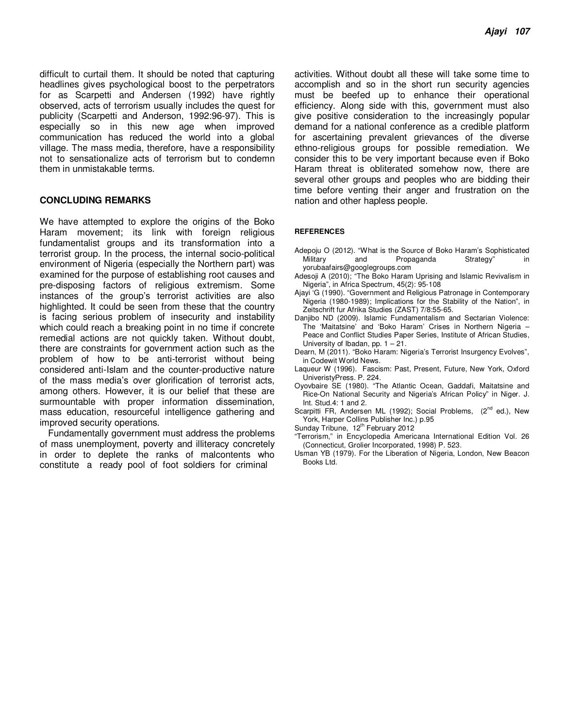difficult to curtail them. It should be noted that capturing headlines gives psychological boost to the perpetrators for as Scarpetti and Andersen (1992) have rightly observed, acts of terrorism usually includes the quest for publicity (Scarpetti and Anderson, 1992:96-97). This is especially so in this new age when improved communication has reduced the world into a global village. The mass media, therefore, have a responsibility not to sensationalize acts of terrorism but to condemn them in unmistakable terms.

## CONCLUDING REMARKS

We have attempted to explore the origins of the Boko Haram movement; its link with foreign religious fundamentalist groups and its transformation into a terrorist group. In the process, the internal socio-political environment of Nigeria (especially the Northern part) was examined for the purpose of establishing root causes and pre-disposing factors of religious extremism. Some instances of the group's terrorist activities are also highlighted. It could be seen from these that the country is facing serious problem of insecurity and instability which could reach a breaking point in no time if concrete remedial actions are not quickly taken. Without doubt, there are constraints for government action such as the problem of how to be anti-terrorist without being considered anti-Islam and the counter-productive nature of the mass media's over glorification of terrorist acts, among others. However, it is our belief that these are surmountable with proper information dissemination, mass education, resourceful intelligence gathering and improved security operations.

Fundamentally government must address the problems of mass unemployment, poverty and illiteracy concretely in order to deplete the ranks of malcontents who constitute a ready pool of foot soldiers for criminal activities. Without doubt all these will take some time to accomplish and so in the short run security agencies must be beefed up to enhance their operational efficiency. Along side with this, government must also give positive consideration to the increasingly popular demand for a national conference as a credible platform for ascertaining prevalent grievances of the diverse ethno-religious groups for possible remediation. We consider this to be very important because even if Boko Haram threat is obliterated somehow now, there are several other groups and peoples who are bidding their time before venting their anger and frustration on the nation and other hapless people.

### REFERENCES

Adepoju O (2012). "What is the Source of Boko Haram's Sophisticated Military and Propaganda Strategy" in yorubaafairs@googlegroups.com

Adesoji A (2010); "The Boko Haram Uprising and Islamic Revivalism in Nigeria", in Africa Spectrum, 45(2): 95-108

Ajayi 'G (1990). "Government and Religious Patronage in Contemporary Nigeria (1980-1989); Implications for the Stability of the Nation", in Zeitschrift fur Afrika Studies (ZAST) 7/8:55-65.

Danjibo ND (2009). Islamic Fundamentalism and Sectarian Violence: The 'Maitatsine' and 'Boko Haram' Crises in Northern Nigeria – Peace and Conflict Studies Paper Series, Institute of African Studies, University of Ibadan, pp. 1 – 21.

Dearn, M (2011). "Boko Haram: Nigeria's Terrorist Insurgency Evolves", in Codewit World News.

Laqueur W (1996). Fascism: Past, Present, Future, New York, Oxford UnivеristyPress. P. 224.

Oyovbaire SE (1980). "The Atlantic Ocean, Gaddafi, Maitatsine and Rice-On National Security and Nigeria's African Policy" in Niger. J. Int. Stud.4: 1 and 2.

Scarpitti FR, Andersen ML (1992); Social Problems, (2nd ed.), New York, Harper Collins Publisher Inc.) p.95

Sunday Tribune, 12th February 2012

"Terrorism," in Encyclopedia Americana International Edition Vol. 26 (Connecticut, Grolier Incorporated, 1998) P. 523.

Usman YB (1979). For the Liberation of Nigeria, London, New Beacon Books Ltd.